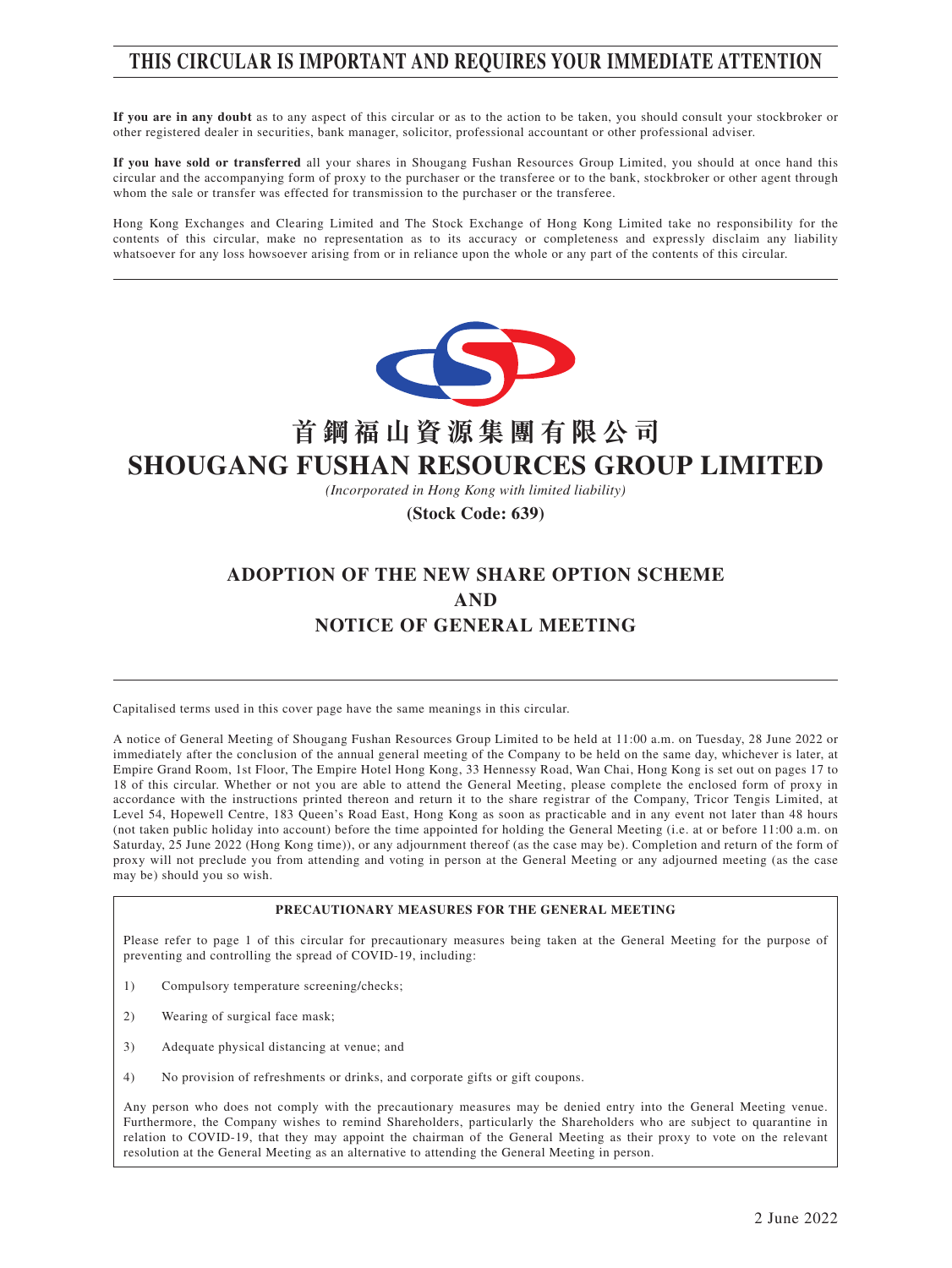# THIS CIRCULAR IS IMPORTANT AND REQUIRES YOUR IMMEDIATE ATTENTION

**If you are in any doubt** as to any aspect of this circular or as to the action to be taken, you should consult your stockbroker or other registered dealer in securities, bank manager, solicitor, professional accountant or other professional adviser.

**If you have sold or transferred** all your shares in Shougang Fushan Resources Group Limited, you should at once hand this circular and the accompanying form of proxy to the purchaser or the transferee or to the bank, stockbroker or other agent through whom the sale or transfer was effected for transmission to the purchaser or the transferee.

Hong Kong Exchanges and Clearing Limited and The Stock Exchange of Hong Kong Limited take no responsibility for the contents of this circular, make no representation as to its accuracy or completeness and expressly disclaim any liability whatsoever for any loss howsoever arising from or in reliance upon the whole or any part of the contents of this circular.

# 首鋼福山資源集團有限公司
# SHOUGANG FUSHAN RESOURCES GROUP LIMITED

*(Incorporated in Hong Kong with limited liability)*

**(Stock Code: 639)**

## ADOPTION OF THE NEW SHARE OPTION SCHEME AND NOTICE OF GENERAL MEETING

Capitalised terms used in this cover page have the same meanings in this circular.

A notice of General Meeting of Shougang Fushan Resources Group Limited to be held at 11:00 a.m. on Tuesday, 28 June 2022 or immediately after the conclusion of the annual general meeting of the Company to be held on the same day, whichever is later, at Empire Grand Room, 1st Floor, The Empire Hotel Hong Kong, 33 Hennessy Road, Wan Chai, Hong Kong is set out on pages 17 to 18 of this circular. Whether or not you are able to attend the General Meeting, please complete the enclosed form of proxy in accordance with the instructions printed thereon and return it to the share registrar of the Company, Tricor Tengis Limited, at Level 54, Hopewell Centre, 183 Queen's Road East, Hong Kong as soon as practicable and in any event not later than 48 hours (not taken public holiday into account) before the time appointed for holding the General Meeting (i.e. at or before 11:00 a.m. on Saturday, 25 June 2022 (Hong Kong time)), or any adjournment thereof (as the case may be). Completion and return of the form of proxy will not preclude you from attending and voting in person at the General Meeting or any adjourned meeting (as the case may be) should you so wish.

**PRECAUTIONARY MEASURES FOR THE GENERAL MEETING**

Please refer to page 1 of this circular for precautionary measures being taken at the General Meeting for the purpose of preventing and controlling the spread of COVID-19, including:

1) Compulsory temperature screening/checks;
2) Wearing of surgical face mask;
3) Adequate physical distancing at venue; and
4) No provision of refreshments or drinks, and corporate gifts or gift coupons.

Any person who does not comply with the precautionary measures may be denied entry into the General Meeting venue. Furthermore, the Company wishes to remind Shareholders, particularly the Shareholders who are subject to quarantine in relation to COVID-19, that they may appoint the chairman of the General Meeting as their proxy to vote on the relevant resolution at the General Meeting as an alternative to attending the General Meeting in person.

2 June 2022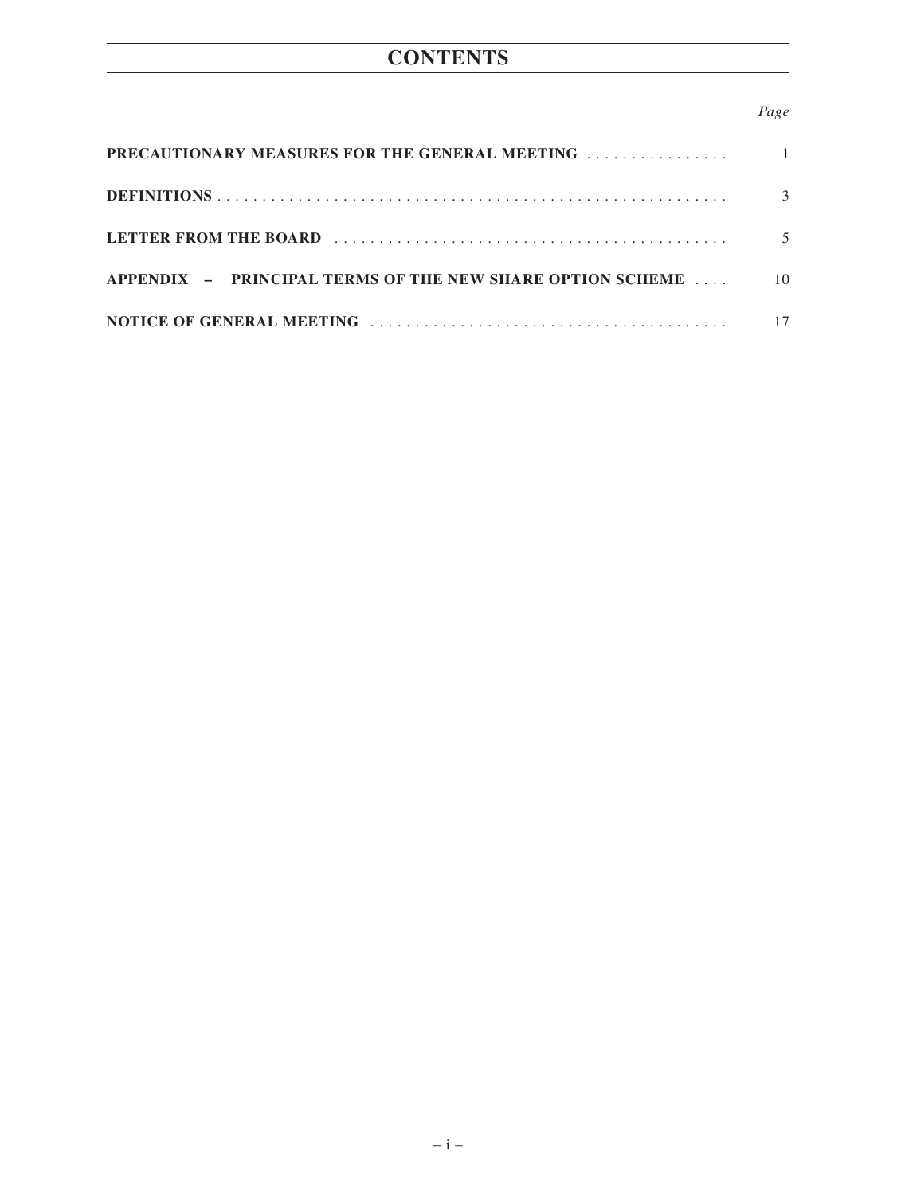# CONTENTS

| | Page |
|---|---|
| **PRECAUTIONARY MEASURES FOR THE GENERAL MEETING** | 1 |
| **DEFINITIONS** | 3 |
| **LETTER FROM THE BOARD** | 5 |
| **APPENDIX – PRINCIPAL TERMS OF THE NEW SHARE OPTION SCHEME** | 10 |
| **NOTICE OF GENERAL MEETING** | 17 |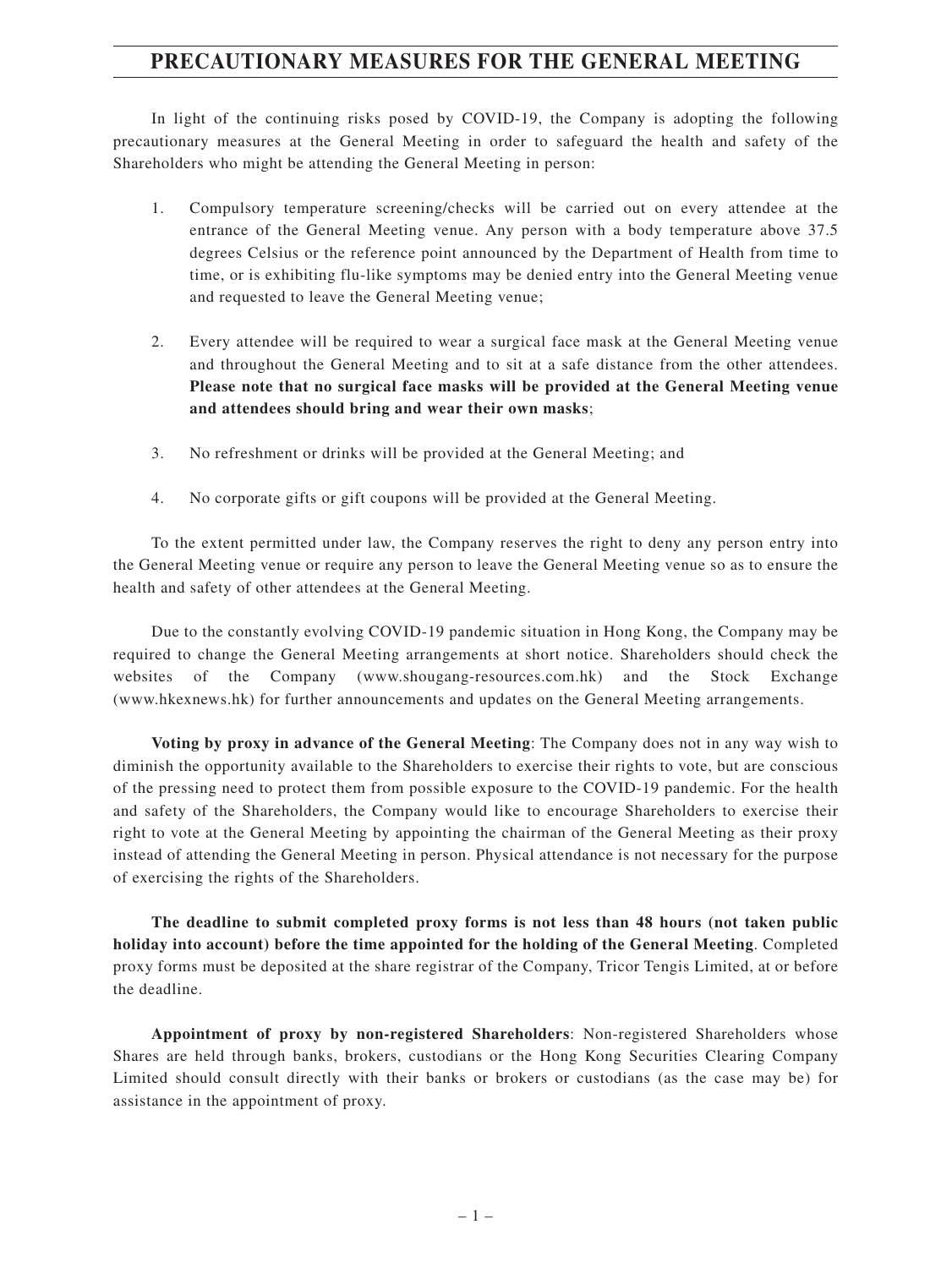# PRECAUTIONARY MEASURES FOR THE GENERAL MEETING

In light of the continuing risks posed by COVID-19, the Company is adopting the following precautionary measures at the General Meeting in order to safeguard the health and safety of the Shareholders who might be attending the General Meeting in person:

1. Compulsory temperature screening/checks will be carried out on every attendee at the entrance of the General Meeting venue. Any person with a body temperature above 37.5 degrees Celsius or the reference point announced by the Department of Health from time to time, or is exhibiting flu-like symptoms may be denied entry into the General Meeting venue and requested to leave the General Meeting venue;

2. Every attendee will be required to wear a surgical face mask at the General Meeting venue and throughout the General Meeting and to sit at a safe distance from the other attendees. **Please note that no surgical face masks will be provided at the General Meeting venue and attendees should bring and wear their own masks**;

3. No refreshment or drinks will be provided at the General Meeting; and

4. No corporate gifts or gift coupons will be provided at the General Meeting.

To the extent permitted under law, the Company reserves the right to deny any person entry into the General Meeting venue or require any person to leave the General Meeting venue so as to ensure the health and safety of other attendees at the General Meeting.

Due to the constantly evolving COVID-19 pandemic situation in Hong Kong, the Company may be required to change the General Meeting arrangements at short notice. Shareholders should check the websites of the Company (www.shougang-resources.com.hk) and the Stock Exchange (www.hkexnews.hk) for further announcements and updates on the General Meeting arrangements.

**Voting by proxy in advance of the General Meeting**: The Company does not in any way wish to diminish the opportunity available to the Shareholders to exercise their rights to vote, but are conscious of the pressing need to protect them from possible exposure to the COVID-19 pandemic. For the health and safety of the Shareholders, the Company would like to encourage Shareholders to exercise their right to vote at the General Meeting by appointing the chairman of the General Meeting as their proxy instead of attending the General Meeting in person. Physical attendance is not necessary for the purpose of exercising the rights of the Shareholders.

**The deadline to submit completed proxy forms is not less than 48 hours (not taken public holiday into account) before the time appointed for the holding of the General Meeting**. Completed proxy forms must be deposited at the share registrar of the Company, Tricor Tengis Limited, at or before the deadline.

**Appointment of proxy by non-registered Shareholders**: Non-registered Shareholders whose Shares are held through banks, brokers, custodians or the Hong Kong Securities Clearing Company Limited should consult directly with their banks or brokers or custodians (as the case may be) for assistance in the appointment of proxy.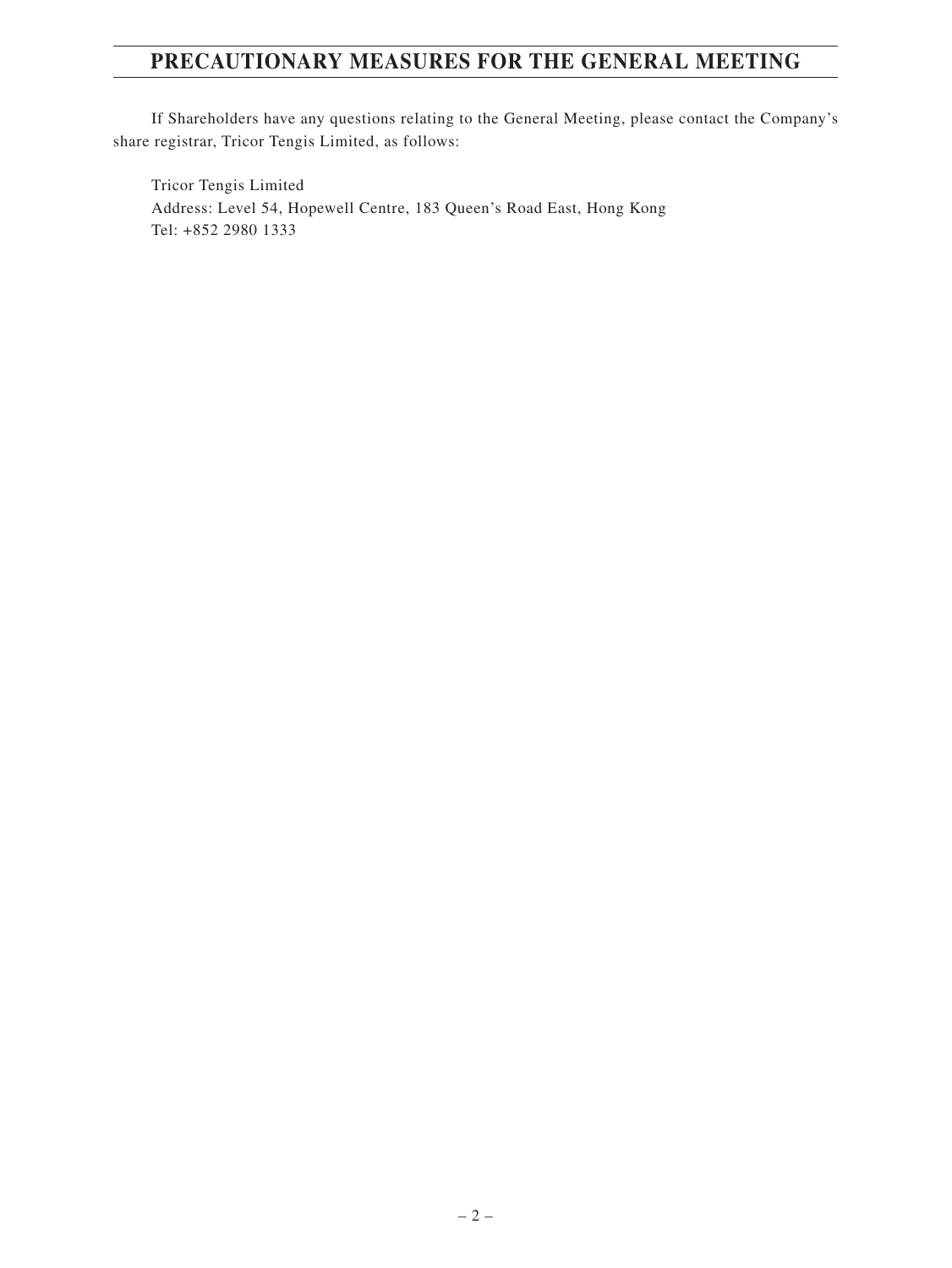# PRECAUTIONARY MEASURES FOR THE GENERAL MEETING

If Shareholders have any questions relating to the General Meeting, please contact the Company's share registrar, Tricor Tengis Limited, as follows:

Tricor Tengis Limited
Address: Level 54, Hopewell Centre, 183 Queen's Road East, Hong Kong
Tel: +852 2980 1333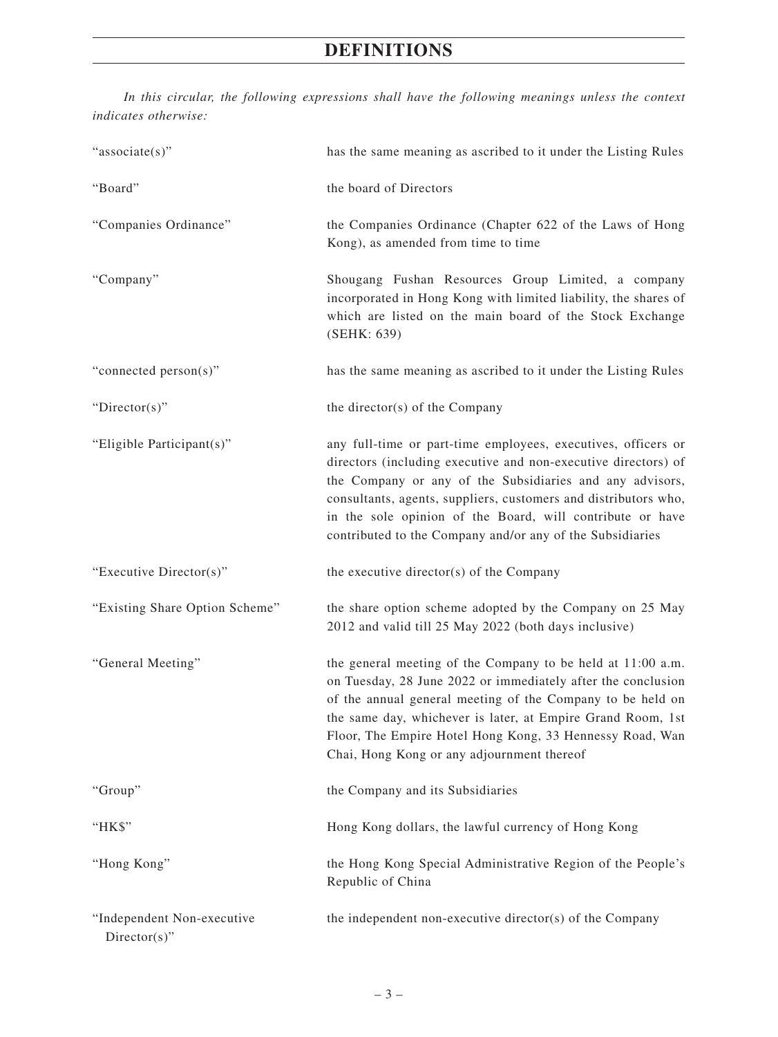# DEFINITIONS

*In this circular, the following expressions shall have the following meanings unless the context indicates otherwise:*

| | |
|---|---|
| "associate(s)" | has the same meaning as ascribed to it under the Listing Rules |
| "Board" | the board of Directors |
| "Companies Ordinance" | the Companies Ordinance (Chapter 622 of the Laws of Hong Kong), as amended from time to time |
| "Company" | Shougang Fushan Resources Group Limited, a company incorporated in Hong Kong with limited liability, the shares of which are listed on the main board of the Stock Exchange (SEHK: 639) |
| "connected person(s)" | has the same meaning as ascribed to it under the Listing Rules |
| "Director(s)" | the director(s) of the Company |
| "Eligible Participant(s)" | any full-time or part-time employees, executives, officers or directors (including executive and non-executive directors) of the Company or any of the Subsidiaries and any advisors, consultants, agents, suppliers, customers and distributors who, in the sole opinion of the Board, will contribute or have contributed to the Company and/or any of the Subsidiaries |
| "Executive Director(s)" | the executive director(s) of the Company |
| "Existing Share Option Scheme" | the share option scheme adopted by the Company on 25 May 2012 and valid till 25 May 2022 (both days inclusive) |
| "General Meeting" | the general meeting of the Company to be held at 11:00 a.m. on Tuesday, 28 June 2022 or immediately after the conclusion of the annual general meeting of the Company to be held on the same day, whichever is later, at Empire Grand Room, 1st Floor, The Empire Hotel Hong Kong, 33 Hennessy Road, Wan Chai, Hong Kong or any adjournment thereof |
| "Group" | the Company and its Subsidiaries |
| "HK$" | Hong Kong dollars, the lawful currency of Hong Kong |
| "Hong Kong" | the Hong Kong Special Administrative Region of the People's Republic of China |
| "Independent Non-executive Director(s)" | the independent non-executive director(s) of the Company |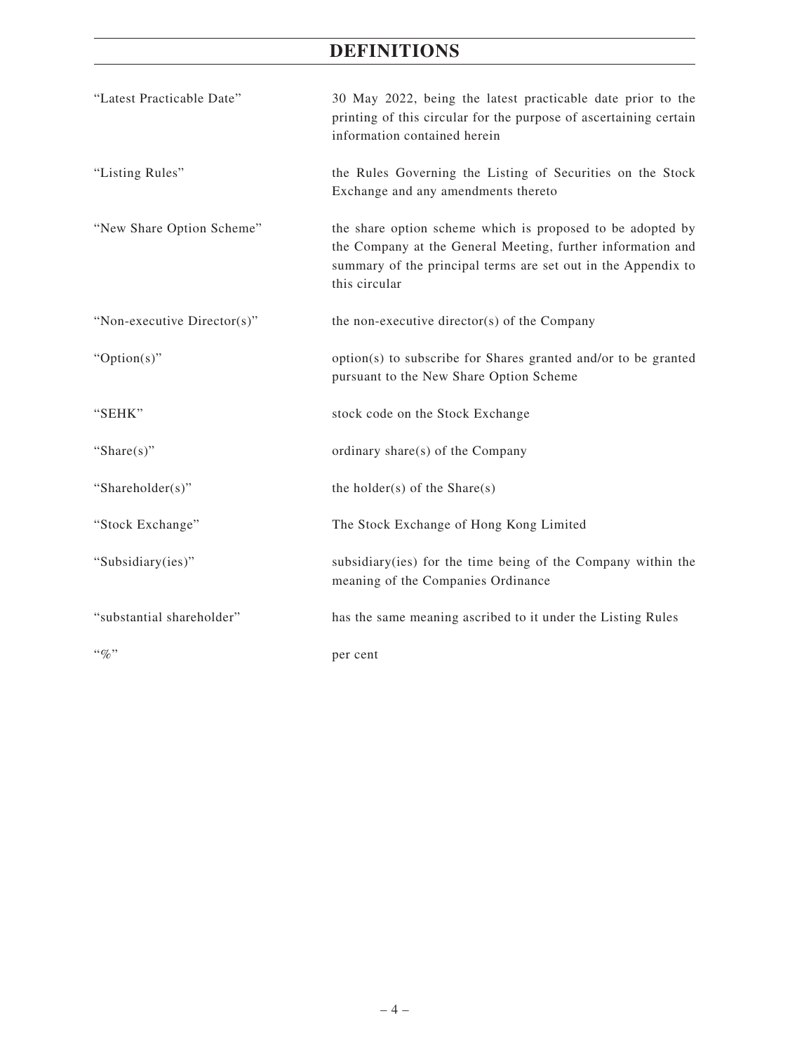# DEFINITIONS

| | |
|---|---|
| "Latest Practicable Date" | 30 May 2022, being the latest practicable date prior to the printing of this circular for the purpose of ascertaining certain information contained herein |
| "Listing Rules" | the Rules Governing the Listing of Securities on the Stock Exchange and any amendments thereto |
| "New Share Option Scheme" | the share option scheme which is proposed to be adopted by the Company at the General Meeting, further information and summary of the principal terms are set out in the Appendix to this circular |
| "Non-executive Director(s)" | the non-executive director(s) of the Company |
| "Option(s)" | option(s) to subscribe for Shares granted and/or to be granted pursuant to the New Share Option Scheme |
| "SEHK" | stock code on the Stock Exchange |
| "Share(s)" | ordinary share(s) of the Company |
| "Shareholder(s)" | the holder(s) of the Share(s) |
| "Stock Exchange" | The Stock Exchange of Hong Kong Limited |
| "Subsidiary(ies)" | subsidiary(ies) for the time being of the Company within the meaning of the Companies Ordinance |
| "substantial shareholder" | has the same meaning ascribed to it under the Listing Rules |
| "%" | per cent |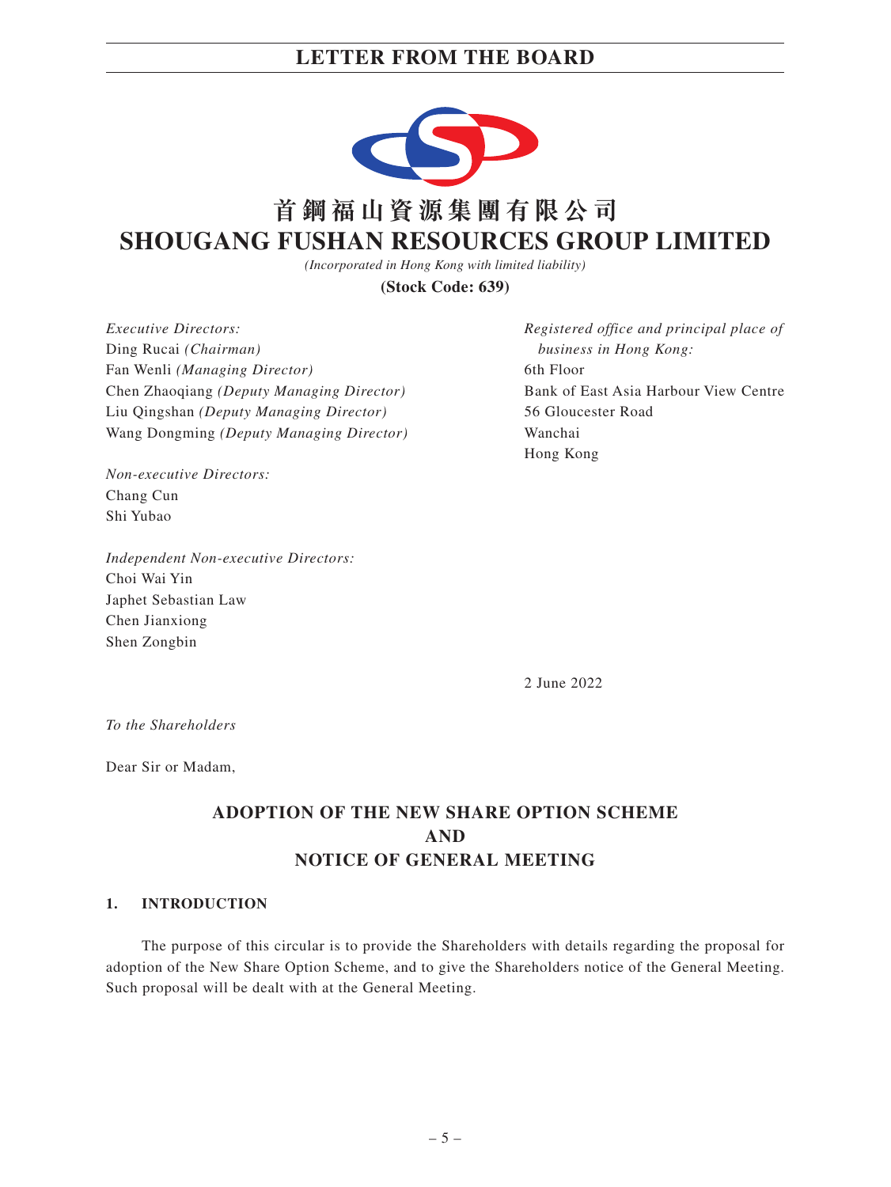# LETTER FROM THE BOARD

# 首鋼福山資源集團有限公司
# SHOUGANG FUSHAN RESOURCES GROUP LIMITED

*(Incorporated in Hong Kong with limited liability)*

**(Stock Code: 639)**

*Executive Directors:*
Ding Rucai *(Chairman)*
Fan Wenli *(Managing Director)*
Chen Zhaoqiang *(Deputy Managing Director)*
Liu Qingshan *(Deputy Managing Director)*
Wang Dongming *(Deputy Managing Director)*

*Non-executive Directors:*
Chang Cun
Shi Yubao

*Independent Non-executive Directors:*
Choi Wai Yin
Japhet Sebastian Law
Chen Jianxiong
Shen Zongbin

*Registered office and principal place of business in Hong Kong:*
6th Floor
Bank of East Asia Harbour View Centre
56 Gloucester Road
Wanchai
Hong Kong

2 June 2022

*To the Shareholders*

Dear Sir or Madam,

## ADOPTION OF THE NEW SHARE OPTION SCHEME AND NOTICE OF GENERAL MEETING

### 1. INTRODUCTION

The purpose of this circular is to provide the Shareholders with details regarding the proposal for adoption of the New Share Option Scheme, and to give the Shareholders notice of the General Meeting. Such proposal will be dealt with at the General Meeting.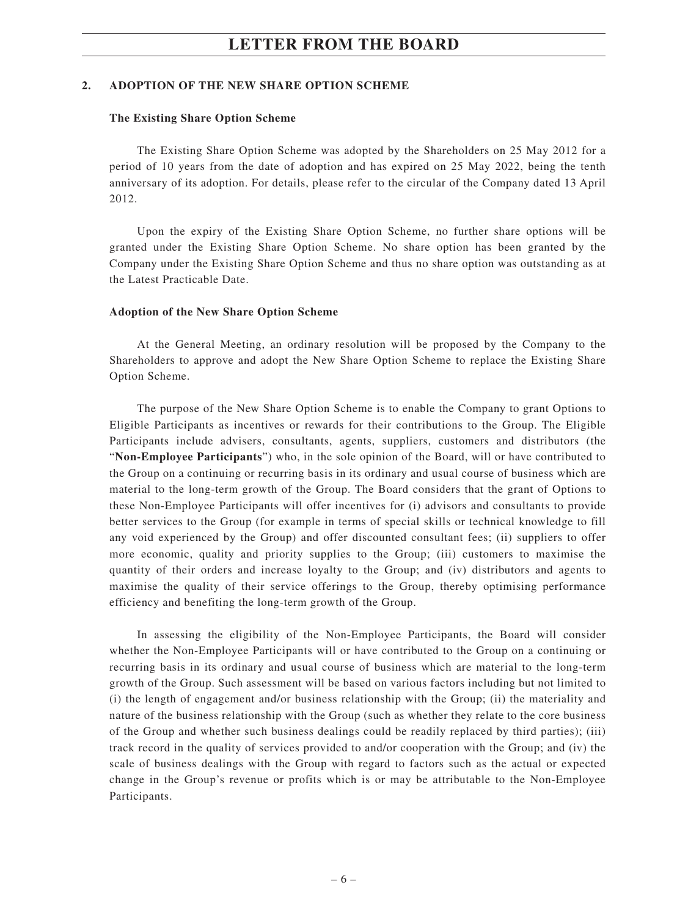## 2. ADOPTION OF THE NEW SHARE OPTION SCHEME

### The Existing Share Option Scheme

The Existing Share Option Scheme was adopted by the Shareholders on 25 May 2012 for a period of 10 years from the date of adoption and has expired on 25 May 2022, being the tenth anniversary of its adoption. For details, please refer to the circular of the Company dated 13 April 2012.

Upon the expiry of the Existing Share Option Scheme, no further share options will be granted under the Existing Share Option Scheme. No share option has been granted by the Company under the Existing Share Option Scheme and thus no share option was outstanding as at the Latest Practicable Date.

### Adoption of the New Share Option Scheme

At the General Meeting, an ordinary resolution will be proposed by the Company to the Shareholders to approve and adopt the New Share Option Scheme to replace the Existing Share Option Scheme.

The purpose of the New Share Option Scheme is to enable the Company to grant Options to Eligible Participants as incentives or rewards for their contributions to the Group. The Eligible Participants include advisers, consultants, agents, suppliers, customers and distributors (the "**Non-Employee Participants**") who, in the sole opinion of the Board, will or have contributed to the Group on a continuing or recurring basis in its ordinary and usual course of business which are material to the long-term growth of the Group. The Board considers that the grant of Options to these Non-Employee Participants will offer incentives for (i) advisors and consultants to provide better services to the Group (for example in terms of special skills or technical knowledge to fill any void experienced by the Group) and offer discounted consultant fees; (ii) suppliers to offer more economic, quality and priority supplies to the Group; (iii) customers to maximise the quantity of their orders and increase loyalty to the Group; and (iv) distributors and agents to maximise the quality of their service offerings to the Group, thereby optimising performance efficiency and benefiting the long-term growth of the Group.

In assessing the eligibility of the Non-Employee Participants, the Board will consider whether the Non-Employee Participants will or have contributed to the Group on a continuing or recurring basis in its ordinary and usual course of business which are material to the long-term growth of the Group. Such assessment will be based on various factors including but not limited to (i) the length of engagement and/or business relationship with the Group; (ii) the materiality and nature of the business relationship with the Group (such as whether they relate to the core business of the Group and whether such business dealings could be readily replaced by third parties); (iii) track record in the quality of services provided to and/or cooperation with the Group; and (iv) the scale of business dealings with the Group with regard to factors such as the actual or expected change in the Group's revenue or profits which is or may be attributable to the Non-Employee Participants.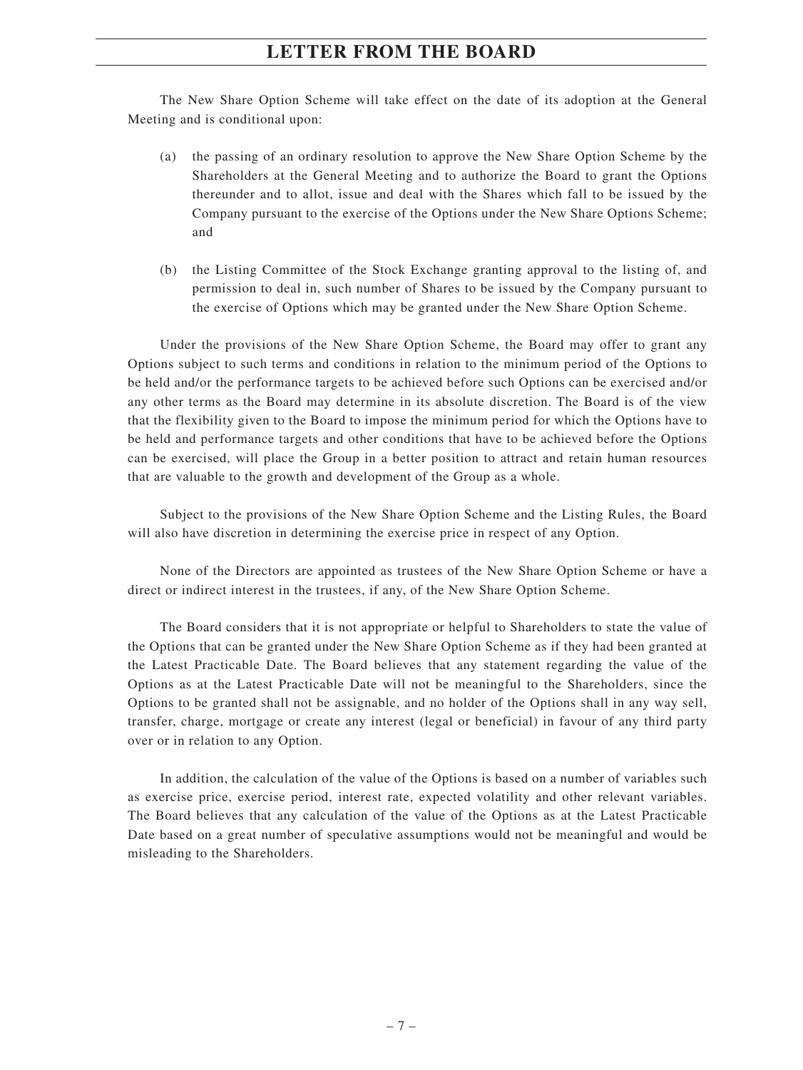The New Share Option Scheme will take effect on the date of its adoption at the General Meeting and is conditional upon:

(a) the passing of an ordinary resolution to approve the New Share Option Scheme by the Shareholders at the General Meeting and to authorize the Board to grant the Options thereunder and to allot, issue and deal with the Shares which fall to be issued by the Company pursuant to the exercise of the Options under the New Share Options Scheme; and

(b) the Listing Committee of the Stock Exchange granting approval to the listing of, and permission to deal in, such number of Shares to be issued by the Company pursuant to the exercise of Options which may be granted under the New Share Option Scheme.

Under the provisions of the New Share Option Scheme, the Board may offer to grant any Options subject to such terms and conditions in relation to the minimum period of the Options to be held and/or the performance targets to be achieved before such Options can be exercised and/or any other terms as the Board may determine in its absolute discretion. The Board is of the view that the flexibility given to the Board to impose the minimum period for which the Options have to be held and performance targets and other conditions that have to be achieved before the Options can be exercised, will place the Group in a better position to attract and retain human resources that are valuable to the growth and development of the Group as a whole.

Subject to the provisions of the New Share Option Scheme and the Listing Rules, the Board will also have discretion in determining the exercise price in respect of any Option.

None of the Directors are appointed as trustees of the New Share Option Scheme or have a direct or indirect interest in the trustees, if any, of the New Share Option Scheme.

The Board considers that it is not appropriate or helpful to Shareholders to state the value of the Options that can be granted under the New Share Option Scheme as if they had been granted at the Latest Practicable Date. The Board believes that any statement regarding the value of the Options as at the Latest Practicable Date will not be meaningful to the Shareholders, since the Options to be granted shall not be assignable, and no holder of the Options shall in any way sell, transfer, charge, mortgage or create any interest (legal or beneficial) in favour of any third party over or in relation to any Option.

In addition, the calculation of the value of the Options is based on a number of variables such as exercise price, exercise period, interest rate, expected volatility and other relevant variables. The Board believes that any calculation of the value of the Options as at the Latest Practicable Date based on a great number of speculative assumptions would not be meaningful and would be misleading to the Shareholders.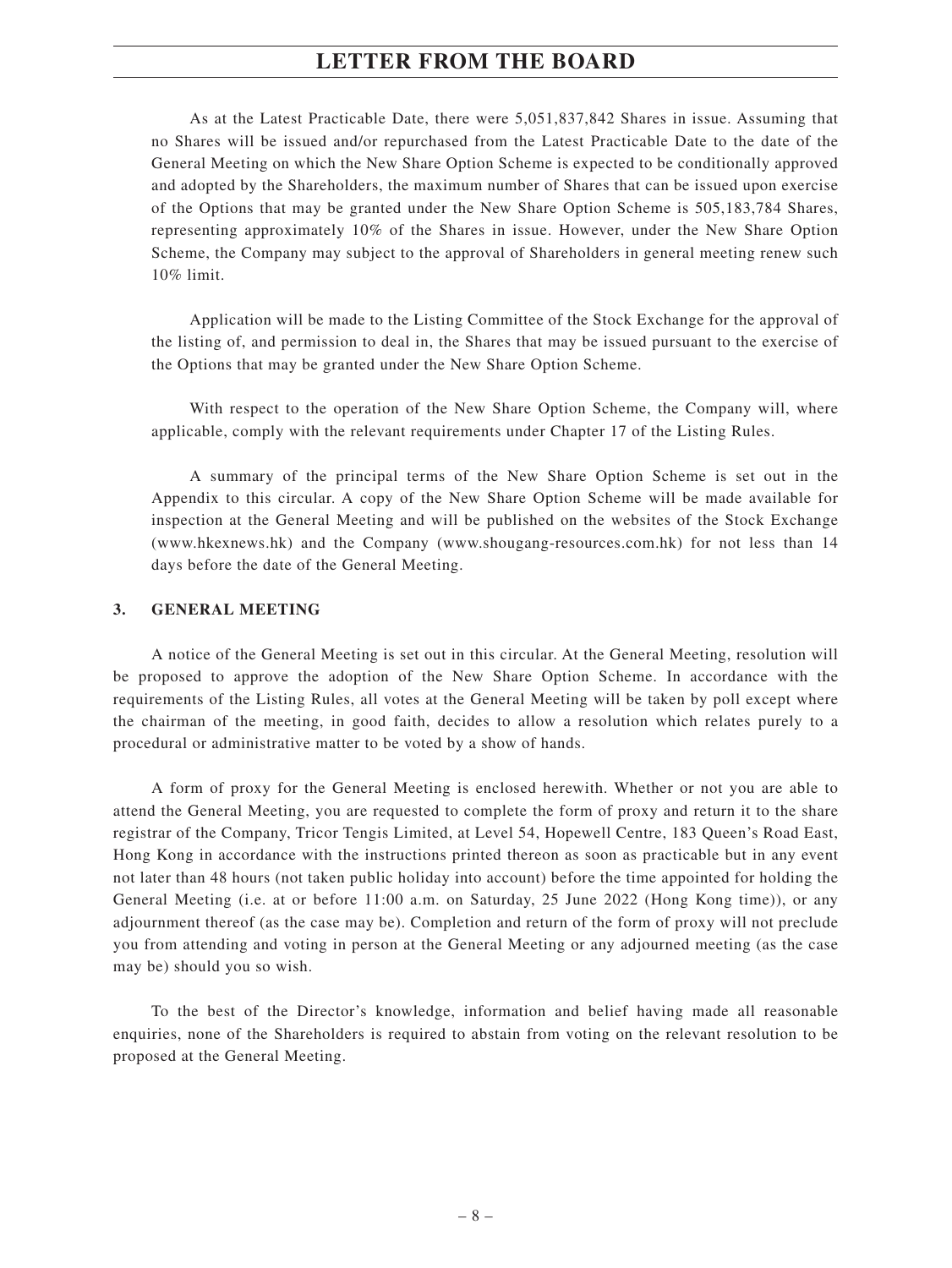As at the Latest Practicable Date, there were 5,051,837,842 Shares in issue. Assuming that no Shares will be issued and/or repurchased from the Latest Practicable Date to the date of the General Meeting on which the New Share Option Scheme is expected to be conditionally approved and adopted by the Shareholders, the maximum number of Shares that can be issued upon exercise of the Options that may be granted under the New Share Option Scheme is 505,183,784 Shares, representing approximately 10% of the Shares in issue. However, under the New Share Option Scheme, the Company may subject to the approval of Shareholders in general meeting renew such 10% limit.

Application will be made to the Listing Committee of the Stock Exchange for the approval of the listing of, and permission to deal in, the Shares that may be issued pursuant to the exercise of the Options that may be granted under the New Share Option Scheme.

With respect to the operation of the New Share Option Scheme, the Company will, where applicable, comply with the relevant requirements under Chapter 17 of the Listing Rules.

A summary of the principal terms of the New Share Option Scheme is set out in the Appendix to this circular. A copy of the New Share Option Scheme will be made available for inspection at the General Meeting and will be published on the websites of the Stock Exchange (www.hkexnews.hk) and the Company (www.shougang-resources.com.hk) for not less than 14 days before the date of the General Meeting.

## 3. GENERAL MEETING

A notice of the General Meeting is set out in this circular. At the General Meeting, resolution will be proposed to approve the adoption of the New Share Option Scheme. In accordance with the requirements of the Listing Rules, all votes at the General Meeting will be taken by poll except where the chairman of the meeting, in good faith, decides to allow a resolution which relates purely to a procedural or administrative matter to be voted by a show of hands.

A form of proxy for the General Meeting is enclosed herewith. Whether or not you are able to attend the General Meeting, you are requested to complete the form of proxy and return it to the share registrar of the Company, Tricor Tengis Limited, at Level 54, Hopewell Centre, 183 Queen's Road East, Hong Kong in accordance with the instructions printed thereon as soon as practicable but in any event not later than 48 hours (not taken public holiday into account) before the time appointed for holding the General Meeting (i.e. at or before 11:00 a.m. on Saturday, 25 June 2022 (Hong Kong time)), or any adjournment thereof (as the case may be). Completion and return of the form of proxy will not preclude you from attending and voting in person at the General Meeting or any adjourned meeting (as the case may be) should you so wish.

To the best of the Director's knowledge, information and belief having made all reasonable enquiries, none of the Shareholders is required to abstain from voting on the relevant resolution to be proposed at the General Meeting.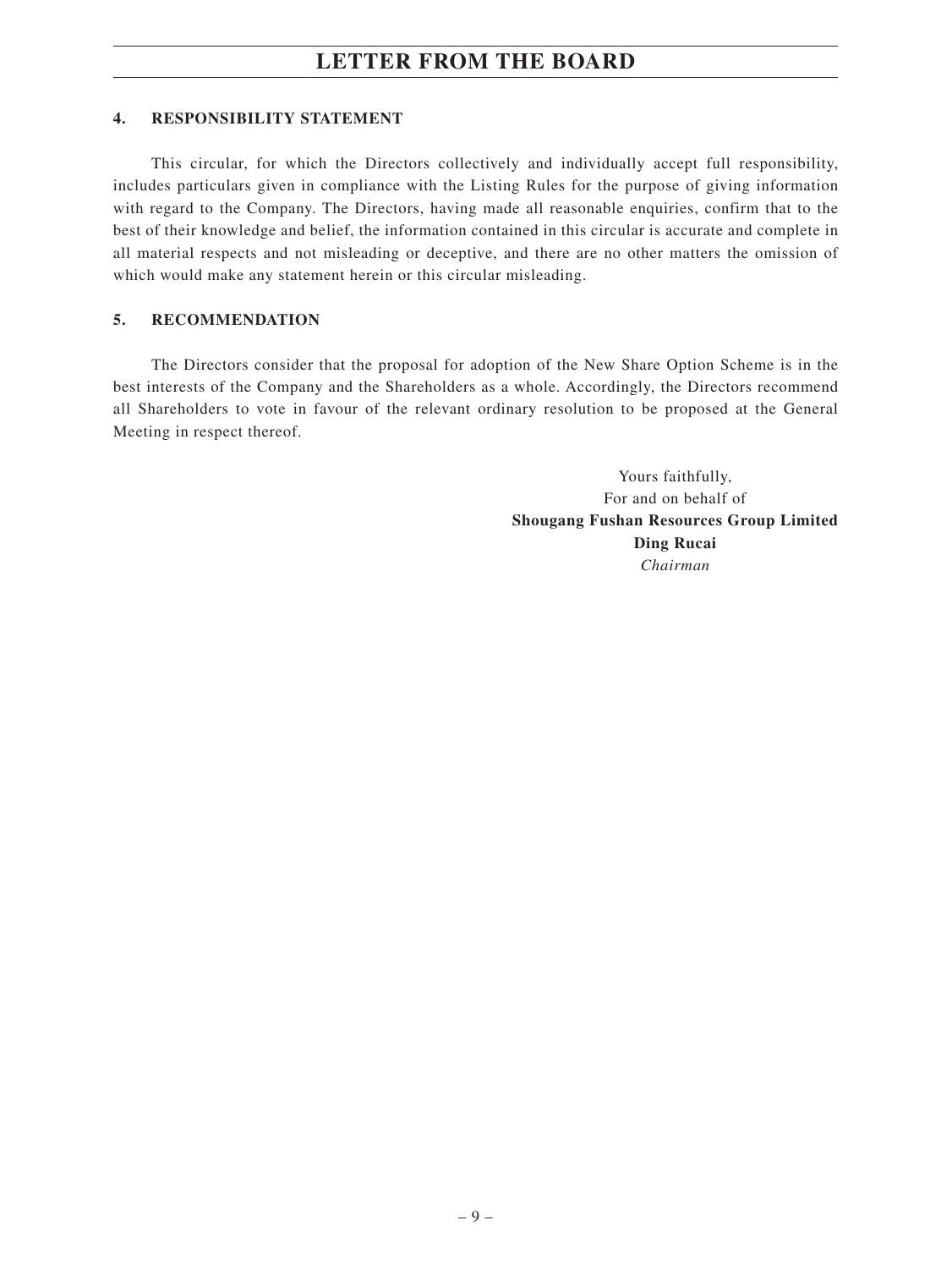#### 4. RESPONSIBILITY STATEMENT

This circular, for which the Directors collectively and individually accept full responsibility, includes particulars given in compliance with the Listing Rules for the purpose of giving information with regard to the Company. The Directors, having made all reasonable enquiries, confirm that to the best of their knowledge and belief, the information contained in this circular is accurate and complete in all material respects and not misleading or deceptive, and there are no other matters the omission of which would make any statement herein or this circular misleading.

#### 5. RECOMMENDATION

The Directors consider that the proposal for adoption of the New Share Option Scheme is in the best interests of the Company and the Shareholders as a whole. Accordingly, the Directors recommend all Shareholders to vote in favour of the relevant ordinary resolution to be proposed at the General Meeting in respect thereof.

Yours faithfully,
For and on behalf of
**Shougang Fushan Resources Group Limited**
**Ding Rucai**
*Chairman*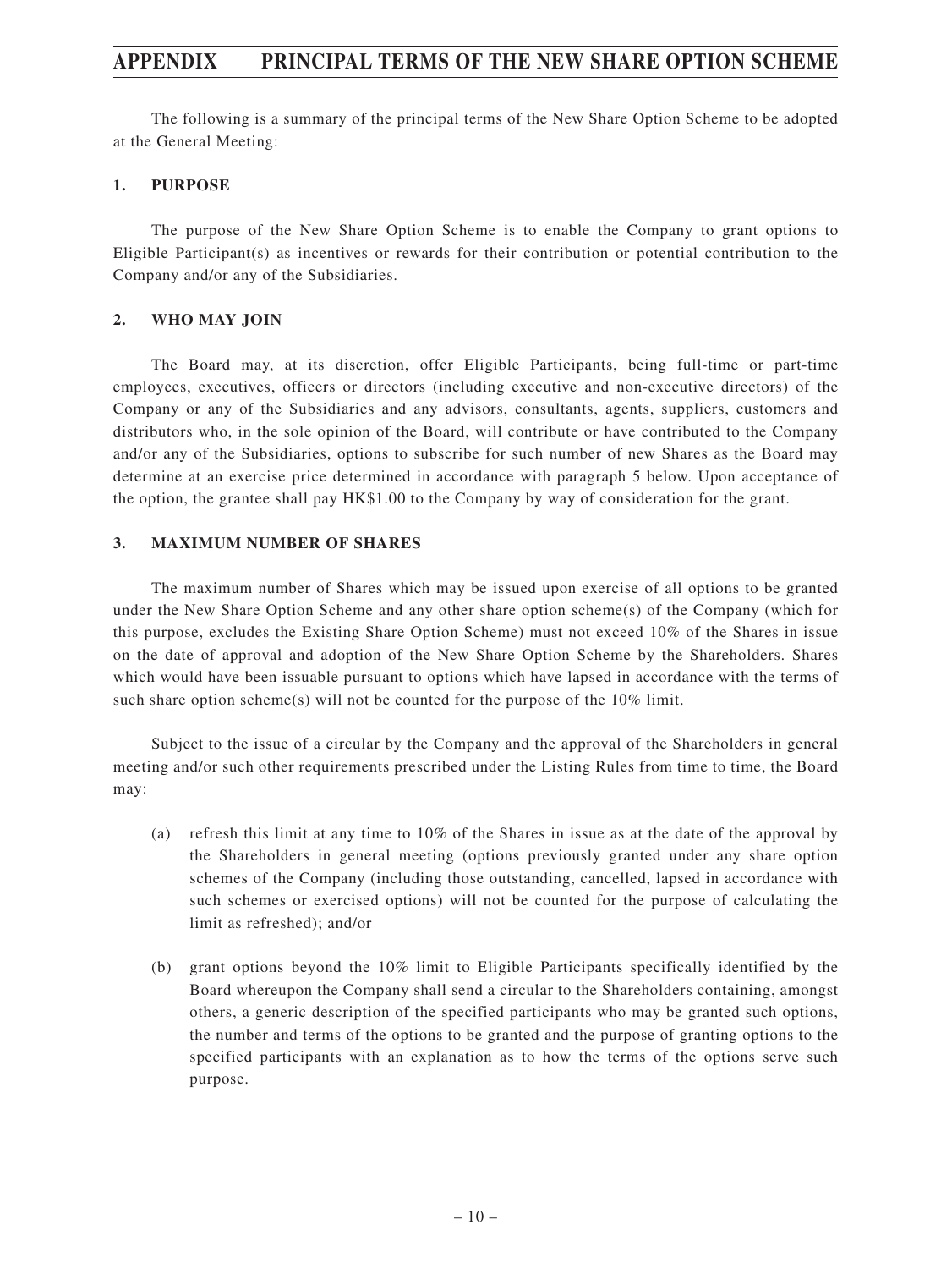# APPENDIX PRINCIPAL TERMS OF THE NEW SHARE OPTION SCHEME

The following is a summary of the principal terms of the New Share Option Scheme to be adopted at the General Meeting:

## 1. PURPOSE

The purpose of the New Share Option Scheme is to enable the Company to grant options to Eligible Participant(s) as incentives or rewards for their contribution or potential contribution to the Company and/or any of the Subsidiaries.

## 2. WHO MAY JOIN

The Board may, at its discretion, offer Eligible Participants, being full-time or part-time employees, executives, officers or directors (including executive and non-executive directors) of the Company or any of the Subsidiaries and any advisors, consultants, agents, suppliers, customers and distributors who, in the sole opinion of the Board, will contribute or have contributed to the Company and/or any of the Subsidiaries, options to subscribe for such number of new Shares as the Board may determine at an exercise price determined in accordance with paragraph 5 below. Upon acceptance of the option, the grantee shall pay HK$1.00 to the Company by way of consideration for the grant.

## 3. MAXIMUM NUMBER OF SHARES

The maximum number of Shares which may be issued upon exercise of all options to be granted under the New Share Option Scheme and any other share option scheme(s) of the Company (which for this purpose, excludes the Existing Share Option Scheme) must not exceed 10% of the Shares in issue on the date of approval and adoption of the New Share Option Scheme by the Shareholders. Shares which would have been issuable pursuant to options which have lapsed in accordance with the terms of such share option scheme(s) will not be counted for the purpose of the 10% limit.

Subject to the issue of a circular by the Company and the approval of the Shareholders in general meeting and/or such other requirements prescribed under the Listing Rules from time to time, the Board may:

(a) refresh this limit at any time to 10% of the Shares in issue as at the date of the approval by the Shareholders in general meeting (options previously granted under any share option schemes of the Company (including those outstanding, cancelled, lapsed in accordance with such schemes or exercised options) will not be counted for the purpose of calculating the limit as refreshed); and/or

(b) grant options beyond the 10% limit to Eligible Participants specifically identified by the Board whereupon the Company shall send a circular to the Shareholders containing, amongst others, a generic description of the specified participants who may be granted such options, the number and terms of the options to be granted and the purpose of granting options to the specified participants with an explanation as to how the terms of the options serve such purpose.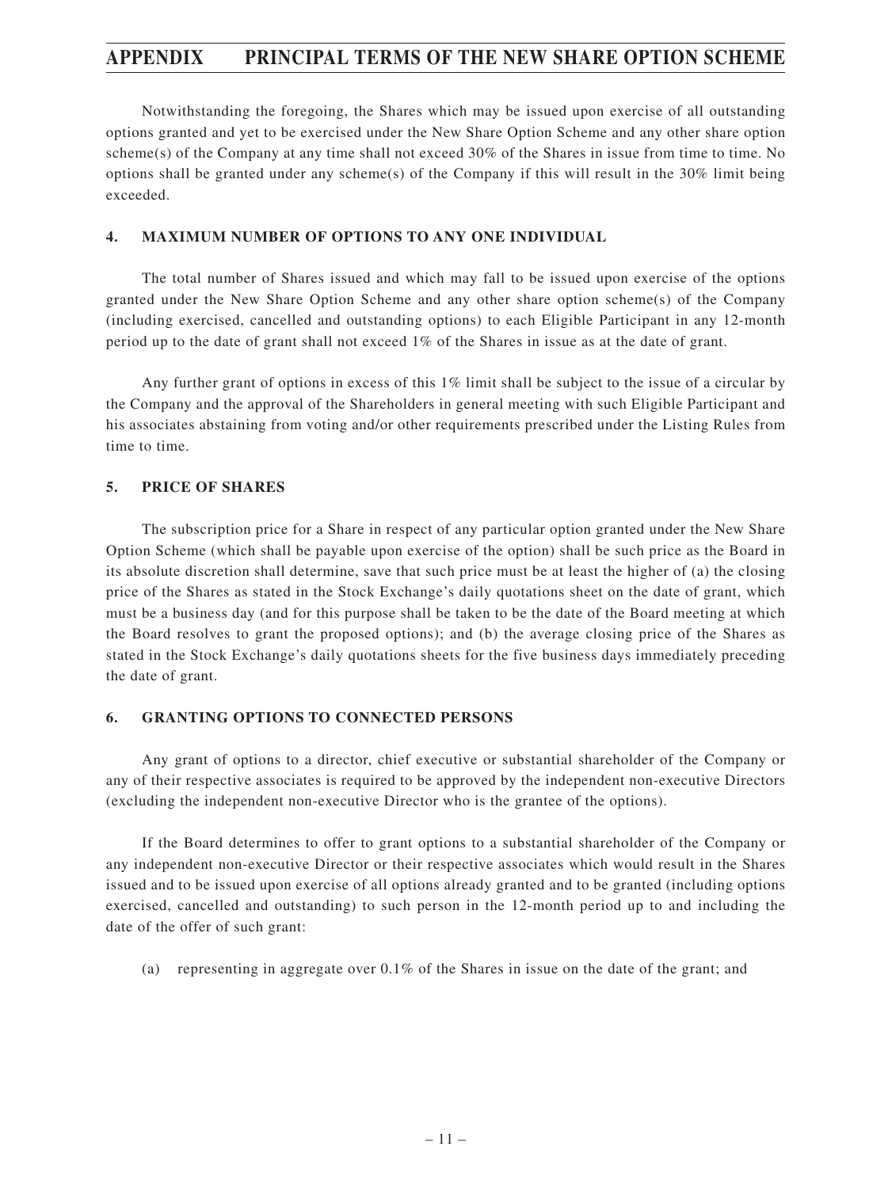Notwithstanding the foregoing, the Shares which may be issued upon exercise of all outstanding options granted and yet to be exercised under the New Share Option Scheme and any other share option scheme(s) of the Company at any time shall not exceed 30% of the Shares in issue from time to time. No options shall be granted under any scheme(s) of the Company if this will result in the 30% limit being exceeded.

## 4. MAXIMUM NUMBER OF OPTIONS TO ANY ONE INDIVIDUAL

The total number of Shares issued and which may fall to be issued upon exercise of the options granted under the New Share Option Scheme and any other share option scheme(s) of the Company (including exercised, cancelled and outstanding options) to each Eligible Participant in any 12-month period up to the date of grant shall not exceed 1% of the Shares in issue as at the date of grant.

Any further grant of options in excess of this 1% limit shall be subject to the issue of a circular by the Company and the approval of the Shareholders in general meeting with such Eligible Participant and his associates abstaining from voting and/or other requirements prescribed under the Listing Rules from time to time.

## 5. PRICE OF SHARES

The subscription price for a Share in respect of any particular option granted under the New Share Option Scheme (which shall be payable upon exercise of the option) shall be such price as the Board in its absolute discretion shall determine, save that such price must be at least the higher of (a) the closing price of the Shares as stated in the Stock Exchange's daily quotations sheet on the date of grant, which must be a business day (and for this purpose shall be taken to be the date of the Board meeting at which the Board resolves to grant the proposed options); and (b) the average closing price of the Shares as stated in the Stock Exchange's daily quotations sheets for the five business days immediately preceding the date of grant.

## 6. GRANTING OPTIONS TO CONNECTED PERSONS

Any grant of options to a director, chief executive or substantial shareholder of the Company or any of their respective associates is required to be approved by the independent non-executive Directors (excluding the independent non-executive Director who is the grantee of the options).

If the Board determines to offer to grant options to a substantial shareholder of the Company or any independent non-executive Director or their respective associates which would result in the Shares issued and to be issued upon exercise of all options already granted and to be granted (including options exercised, cancelled and outstanding) to such person in the 12-month period up to and including the date of the offer of such grant:

(a) representing in aggregate over 0.1% of the Shares in issue on the date of the grant; and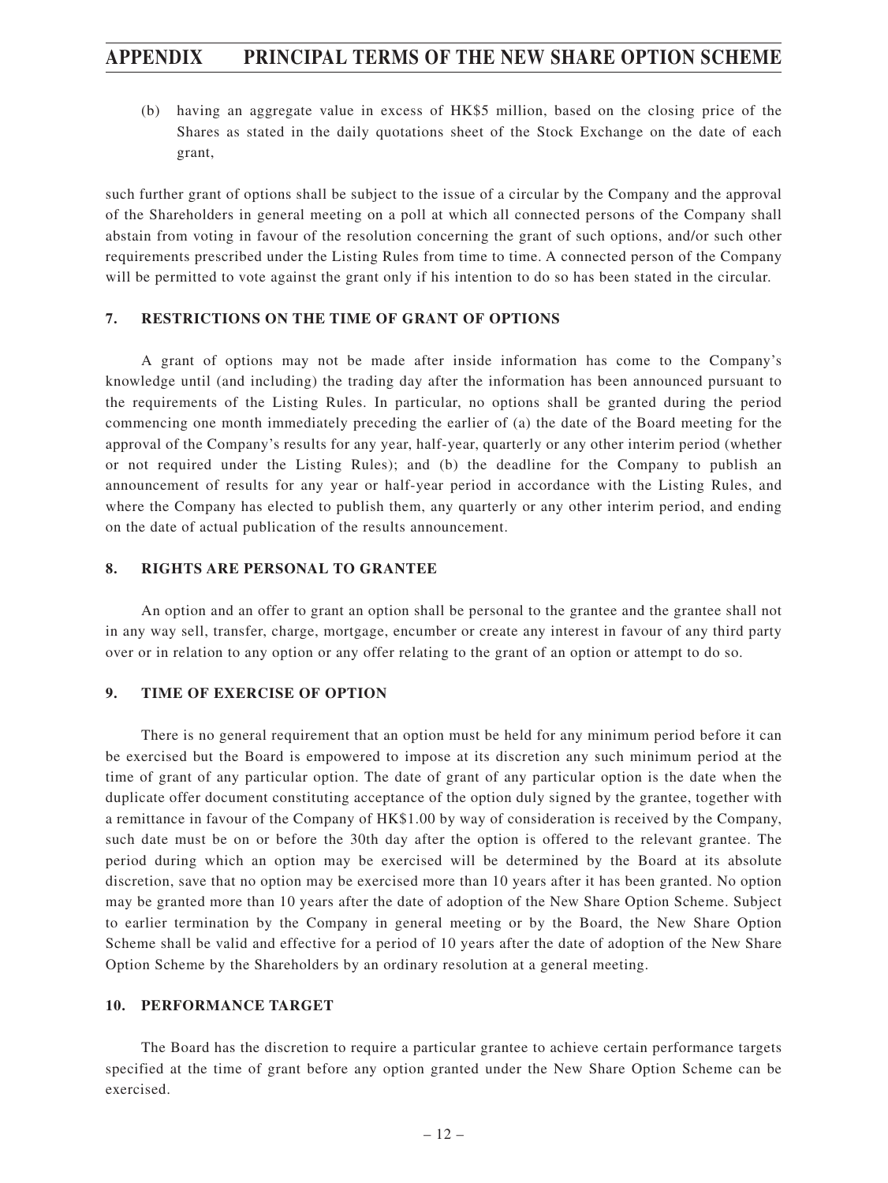(b) having an aggregate value in excess of HK$5 million, based on the closing price of the Shares as stated in the daily quotations sheet of the Stock Exchange on the date of each grant,

such further grant of options shall be subject to the issue of a circular by the Company and the approval of the Shareholders in general meeting on a poll at which all connected persons of the Company shall abstain from voting in favour of the resolution concerning the grant of such options, and/or such other requirements prescribed under the Listing Rules from time to time. A connected person of the Company will be permitted to vote against the grant only if his intention to do so has been stated in the circular.

## 7. RESTRICTIONS ON THE TIME OF GRANT OF OPTIONS

A grant of options may not be made after inside information has come to the Company's knowledge until (and including) the trading day after the information has been announced pursuant to the requirements of the Listing Rules. In particular, no options shall be granted during the period commencing one month immediately preceding the earlier of (a) the date of the Board meeting for the approval of the Company's results for any year, half-year, quarterly or any other interim period (whether or not required under the Listing Rules); and (b) the deadline for the Company to publish an announcement of results for any year or half-year period in accordance with the Listing Rules, and where the Company has elected to publish them, any quarterly or any other interim period, and ending on the date of actual publication of the results announcement.

## 8. RIGHTS ARE PERSONAL TO GRANTEE

An option and an offer to grant an option shall be personal to the grantee and the grantee shall not in any way sell, transfer, charge, mortgage, encumber or create any interest in favour of any third party over or in relation to any option or any offer relating to the grant of an option or attempt to do so.

## 9. TIME OF EXERCISE OF OPTION

There is no general requirement that an option must be held for any minimum period before it can be exercised but the Board is empowered to impose at its discretion any such minimum period at the time of grant of any particular option. The date of grant of any particular option is the date when the duplicate offer document constituting acceptance of the option duly signed by the grantee, together with a remittance in favour of the Company of HK$1.00 by way of consideration is received by the Company, such date must be on or before the 30th day after the option is offered to the relevant grantee. The period during which an option may be exercised will be determined by the Board at its absolute discretion, save that no option may be exercised more than 10 years after it has been granted. No option may be granted more than 10 years after the date of adoption of the New Share Option Scheme. Subject to earlier termination by the Company in general meeting or by the Board, the New Share Option Scheme shall be valid and effective for a period of 10 years after the date of adoption of the New Share Option Scheme by the Shareholders by an ordinary resolution at a general meeting.

## 10. PERFORMANCE TARGET

The Board has the discretion to require a particular grantee to achieve certain performance targets specified at the time of grant before any option granted under the New Share Option Scheme can be exercised.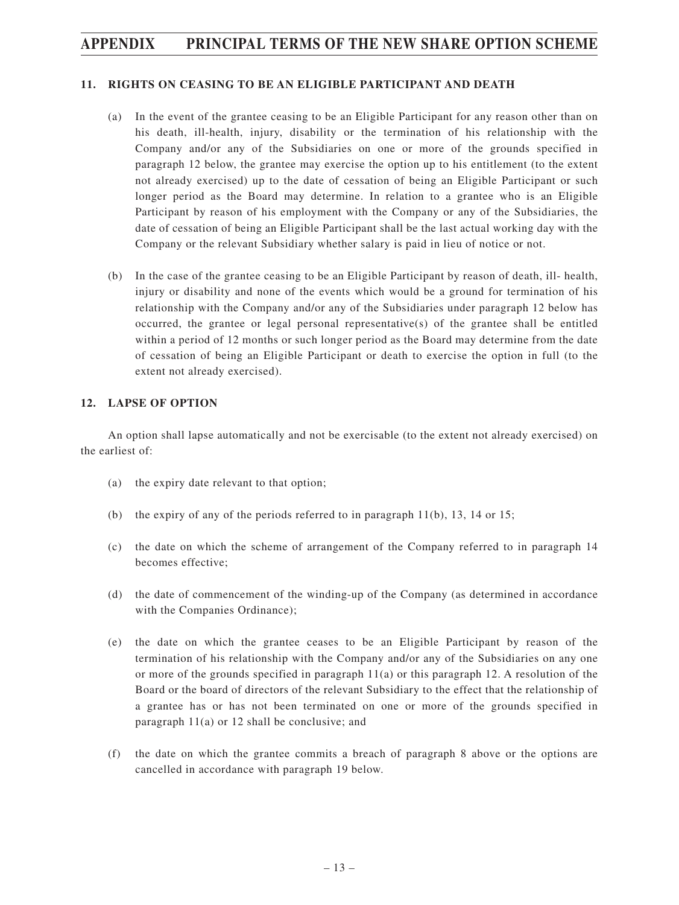### 11. RIGHTS ON CEASING TO BE AN ELIGIBLE PARTICIPANT AND DEATH

(a) In the event of the grantee ceasing to be an Eligible Participant for any reason other than on his death, ill-health, injury, disability or the termination of his relationship with the Company and/or any of the Subsidiaries on one or more of the grounds specified in paragraph 12 below, the grantee may exercise the option up to his entitlement (to the extent not already exercised) up to the date of cessation of being an Eligible Participant or such longer period as the Board may determine. In relation to a grantee who is an Eligible Participant by reason of his employment with the Company or any of the Subsidiaries, the date of cessation of being an Eligible Participant shall be the last actual working day with the Company or the relevant Subsidiary whether salary is paid in lieu of notice or not.

(b) In the case of the grantee ceasing to be an Eligible Participant by reason of death, ill- health, injury or disability and none of the events which would be a ground for termination of his relationship with the Company and/or any of the Subsidiaries under paragraph 12 below has occurred, the grantee or legal personal representative(s) of the grantee shall be entitled within a period of 12 months or such longer period as the Board may determine from the date of cessation of being an Eligible Participant or death to exercise the option in full (to the extent not already exercised).

### 12. LAPSE OF OPTION

An option shall lapse automatically and not be exercisable (to the extent not already exercised) on the earliest of:

(a) the expiry date relevant to that option;

(b) the expiry of any of the periods referred to in paragraph 11(b), 13, 14 or 15;

(c) the date on which the scheme of arrangement of the Company referred to in paragraph 14 becomes effective;

(d) the date of commencement of the winding-up of the Company (as determined in accordance with the Companies Ordinance);

(e) the date on which the grantee ceases to be an Eligible Participant by reason of the termination of his relationship with the Company and/or any of the Subsidiaries on any one or more of the grounds specified in paragraph 11(a) or this paragraph 12. A resolution of the Board or the board of directors of the relevant Subsidiary to the effect that the relationship of a grantee has or has not been terminated on one or more of the grounds specified in paragraph 11(a) or 12 shall be conclusive; and

(f) the date on which the grantee commits a breach of paragraph 8 above or the options are cancelled in accordance with paragraph 19 below.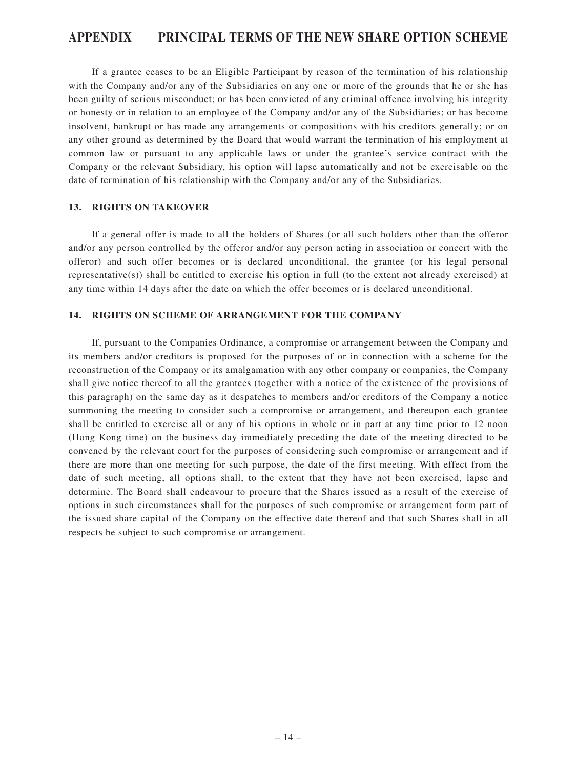If a grantee ceases to be an Eligible Participant by reason of the termination of his relationship with the Company and/or any of the Subsidiaries on any one or more of the grounds that he or she has been guilty of serious misconduct; or has been convicted of any criminal offence involving his integrity or honesty or in relation to an employee of the Company and/or any of the Subsidiaries; or has become insolvent, bankrupt or has made any arrangements or compositions with his creditors generally; or on any other ground as determined by the Board that would warrant the termination of his employment at common law or pursuant to any applicable laws or under the grantee's service contract with the Company or the relevant Subsidiary, his option will lapse automatically and not be exercisable on the date of termination of his relationship with the Company and/or any of the Subsidiaries.

### 13. RIGHTS ON TAKEOVER

If a general offer is made to all the holders of Shares (or all such holders other than the offeror and/or any person controlled by the offeror and/or any person acting in association or concert with the offeror) and such offer becomes or is declared unconditional, the grantee (or his legal personal representative(s)) shall be entitled to exercise his option in full (to the extent not already exercised) at any time within 14 days after the date on which the offer becomes or is declared unconditional.

### 14. RIGHTS ON SCHEME OF ARRANGEMENT FOR THE COMPANY

If, pursuant to the Companies Ordinance, a compromise or arrangement between the Company and its members and/or creditors is proposed for the purposes of or in connection with a scheme for the reconstruction of the Company or its amalgamation with any other company or companies, the Company shall give notice thereof to all the grantees (together with a notice of the existence of the provisions of this paragraph) on the same day as it despatches to members and/or creditors of the Company a notice summoning the meeting to consider such a compromise or arrangement, and thereupon each grantee shall be entitled to exercise all or any of his options in whole or in part at any time prior to 12 noon (Hong Kong time) on the business day immediately preceding the date of the meeting directed to be convened by the relevant court for the purposes of considering such compromise or arrangement and if there are more than one meeting for such purpose, the date of the first meeting. With effect from the date of such meeting, all options shall, to the extent that they have not been exercised, lapse and determine. The Board shall endeavour to procure that the Shares issued as a result of the exercise of options in such circumstances shall for the purposes of such compromise or arrangement form part of the issued share capital of the Company on the effective date thereof and that such Shares shall in all respects be subject to such compromise or arrangement.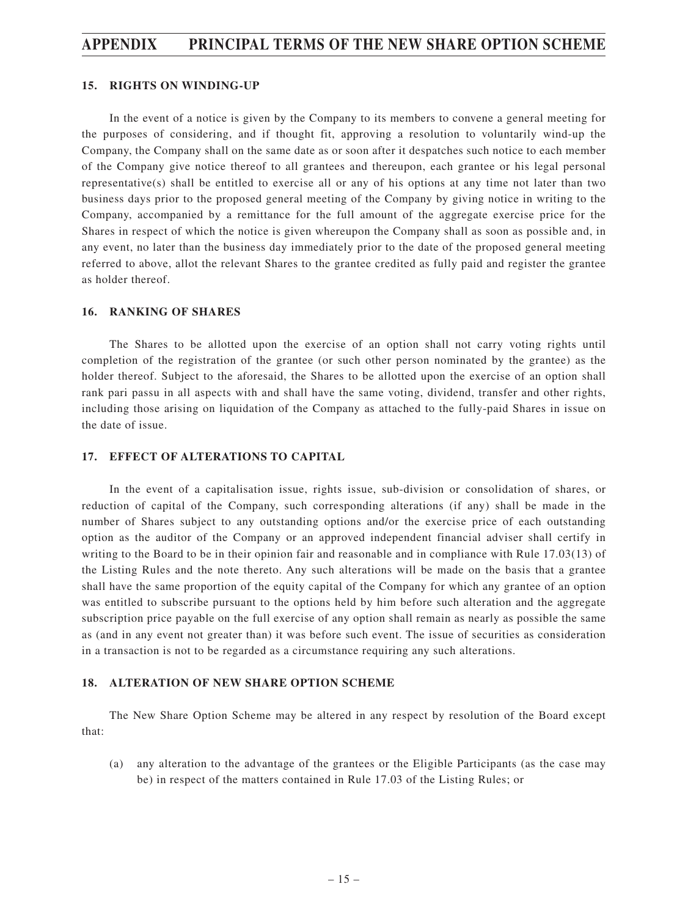## 15. RIGHTS ON WINDING-UP

In the event of a notice is given by the Company to its members to convene a general meeting for the purposes of considering, and if thought fit, approving a resolution to voluntarily wind-up the Company, the Company shall on the same date as or soon after it despatches such notice to each member of the Company give notice thereof to all grantees and thereupon, each grantee or his legal personal representative(s) shall be entitled to exercise all or any of his options at any time not later than two business days prior to the proposed general meeting of the Company by giving notice in writing to the Company, accompanied by a remittance for the full amount of the aggregate exercise price for the Shares in respect of which the notice is given whereupon the Company shall as soon as possible and, in any event, no later than the business day immediately prior to the date of the proposed general meeting referred to above, allot the relevant Shares to the grantee credited as fully paid and register the grantee as holder thereof.

## 16. RANKING OF SHARES

The Shares to be allotted upon the exercise of an option shall not carry voting rights until completion of the registration of the grantee (or such other person nominated by the grantee) as the holder thereof. Subject to the aforesaid, the Shares to be allotted upon the exercise of an option shall rank pari passu in all aspects with and shall have the same voting, dividend, transfer and other rights, including those arising on liquidation of the Company as attached to the fully-paid Shares in issue on the date of issue.

## 17. EFFECT OF ALTERATIONS TO CAPITAL

In the event of a capitalisation issue, rights issue, sub-division or consolidation of shares, or reduction of capital of the Company, such corresponding alterations (if any) shall be made in the number of Shares subject to any outstanding options and/or the exercise price of each outstanding option as the auditor of the Company or an approved independent financial adviser shall certify in writing to the Board to be in their opinion fair and reasonable and in compliance with Rule 17.03(13) of the Listing Rules and the note thereto. Any such alterations will be made on the basis that a grantee shall have the same proportion of the equity capital of the Company for which any grantee of an option was entitled to subscribe pursuant to the options held by him before such alteration and the aggregate subscription price payable on the full exercise of any option shall remain as nearly as possible the same as (and in any event not greater than) it was before such event. The issue of securities as consideration in a transaction is not to be regarded as a circumstance requiring any such alterations.

## 18. ALTERATION OF NEW SHARE OPTION SCHEME

The New Share Option Scheme may be altered in any respect by resolution of the Board except that:

(a) any alteration to the advantage of the grantees or the Eligible Participants (as the case may be) in respect of the matters contained in Rule 17.03 of the Listing Rules; or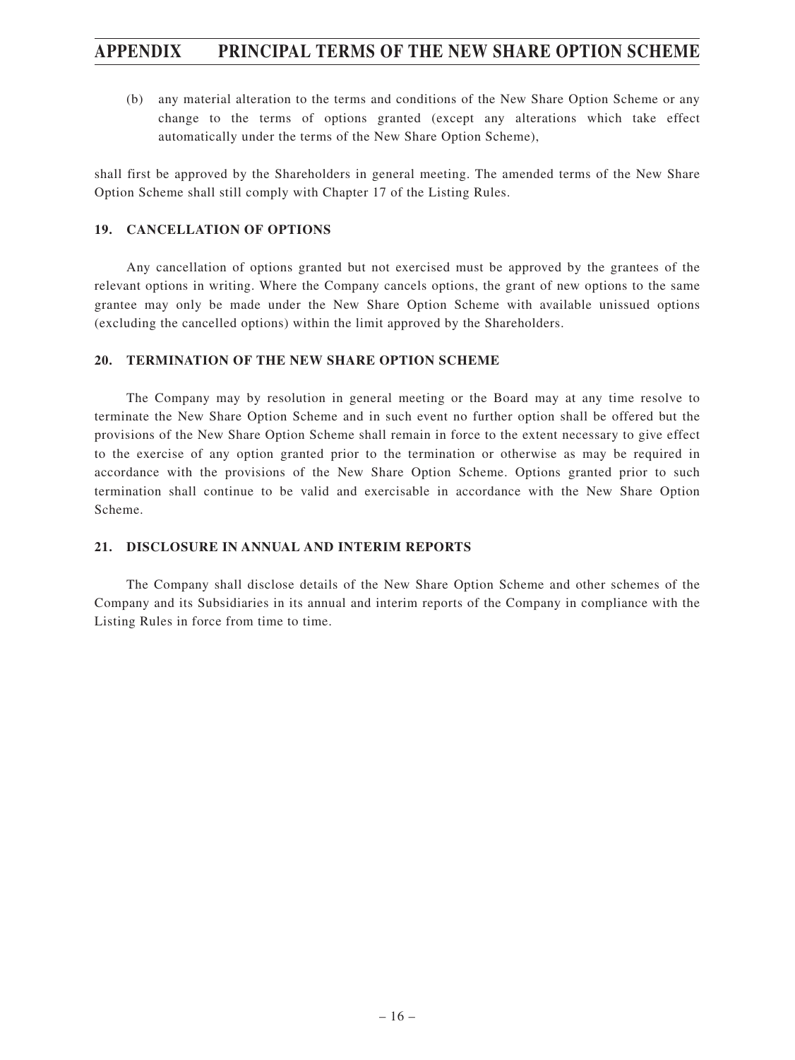(b) any material alteration to the terms and conditions of the New Share Option Scheme or any change to the terms of options granted (except any alterations which take effect automatically under the terms of the New Share Option Scheme),

shall first be approved by the Shareholders in general meeting. The amended terms of the New Share Option Scheme shall still comply with Chapter 17 of the Listing Rules.

### 19. CANCELLATION OF OPTIONS

Any cancellation of options granted but not exercised must be approved by the grantees of the relevant options in writing. Where the Company cancels options, the grant of new options to the same grantee may only be made under the New Share Option Scheme with available unissued options (excluding the cancelled options) within the limit approved by the Shareholders.

### 20. TERMINATION OF THE NEW SHARE OPTION SCHEME

The Company may by resolution in general meeting or the Board may at any time resolve to terminate the New Share Option Scheme and in such event no further option shall be offered but the provisions of the New Share Option Scheme shall remain in force to the extent necessary to give effect to the exercise of any option granted prior to the termination or otherwise as may be required in accordance with the provisions of the New Share Option Scheme. Options granted prior to such termination shall continue to be valid and exercisable in accordance with the New Share Option Scheme.

### 21. DISCLOSURE IN ANNUAL AND INTERIM REPORTS

The Company shall disclose details of the New Share Option Scheme and other schemes of the Company and its Subsidiaries in its annual and interim reports of the Company in compliance with the Listing Rules in force from time to time.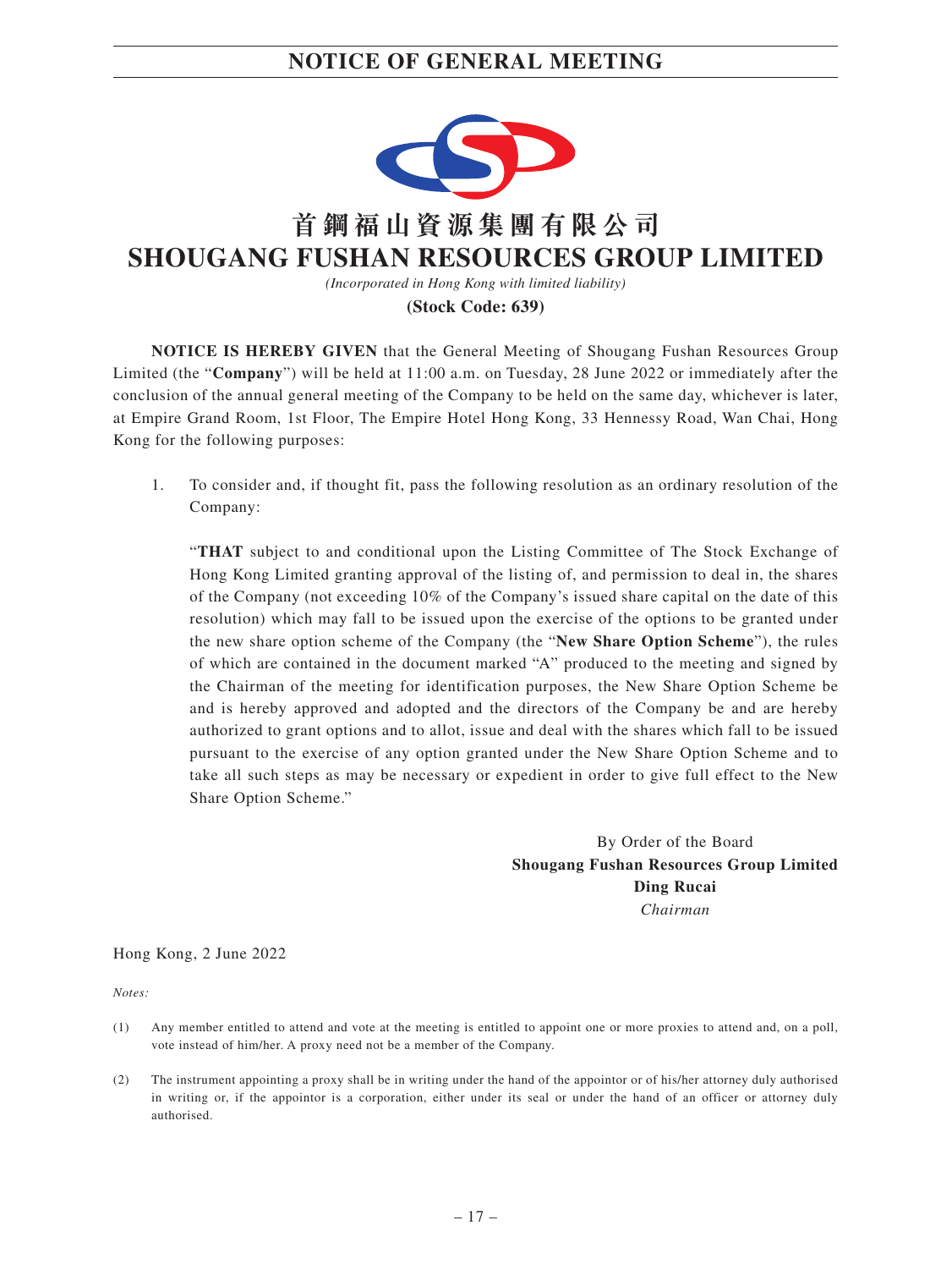# NOTICE OF GENERAL MEETING

# 首鋼福山資源集團有限公司
# SHOUGANG FUSHAN RESOURCES GROUP LIMITED

*(Incorporated in Hong Kong with limited liability)*

**(Stock Code: 639)**

**NOTICE IS HEREBY GIVEN** that the General Meeting of Shougang Fushan Resources Group Limited (the "**Company**") will be held at 11:00 a.m. on Tuesday, 28 June 2022 or immediately after the conclusion of the annual general meeting of the Company to be held on the same day, whichever is later, at Empire Grand Room, 1st Floor, The Empire Hotel Hong Kong, 33 Hennessy Road, Wan Chai, Hong Kong for the following purposes:

1. To consider and, if thought fit, pass the following resolution as an ordinary resolution of the Company:

   "**THAT** subject to and conditional upon the Listing Committee of The Stock Exchange of Hong Kong Limited granting approval of the listing of, and permission to deal in, the shares of the Company (not exceeding 10% of the Company's issued share capital on the date of this resolution) which may fall to be issued upon the exercise of the options to be granted under the new share option scheme of the Company (the "**New Share Option Scheme**"), the rules of which are contained in the document marked "A" produced to the meeting and signed by the Chairman of the meeting for identification purposes, the New Share Option Scheme be and is hereby approved and adopted and the directors of the Company be and are hereby authorized to grant options and to allot, issue and deal with the shares which fall to be issued pursuant to the exercise of any option granted under the New Share Option Scheme and to take all such steps as may be necessary or expedient in order to give full effect to the New Share Option Scheme."

By Order of the Board
**Shougang Fushan Resources Group Limited**
**Ding Rucai**
*Chairman*

Hong Kong, 2 June 2022

*Notes:*

(1) Any member entitled to attend and vote at the meeting is entitled to appoint one or more proxies to attend and, on a poll, vote instead of him/her. A proxy need not be a member of the Company.

(2) The instrument appointing a proxy shall be in writing under the hand of the appointor or of his/her attorney duly authorised in writing or, if the appointor is a corporation, either under its seal or under the hand of an officer or attorney duly authorised.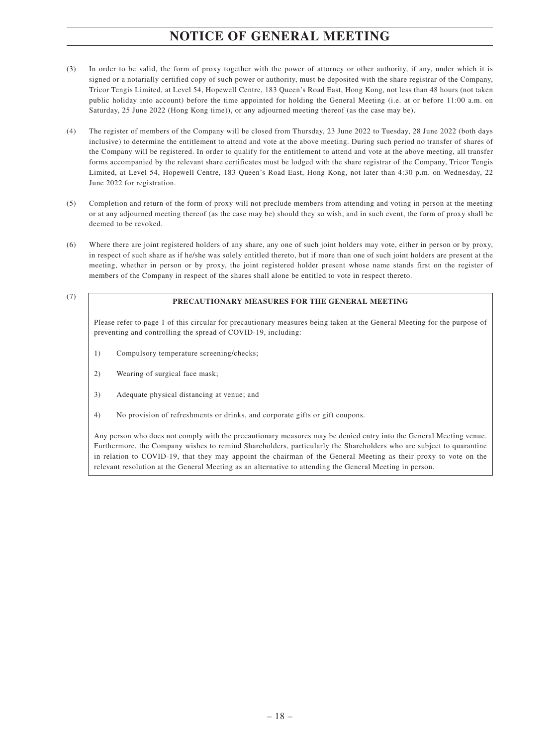# NOTICE OF GENERAL MEETING

(3) In order to be valid, the form of proxy together with the power of attorney or other authority, if any, under which it is signed or a notarially certified copy of such power or authority, must be deposited with the share registrar of the Company, Tricor Tengis Limited, at Level 54, Hopewell Centre, 183 Queen's Road East, Hong Kong, not less than 48 hours (not taken public holiday into account) before the time appointed for holding the General Meeting (i.e. at or before 11:00 a.m. on Saturday, 25 June 2022 (Hong Kong time)), or any adjourned meeting thereof (as the case may be).

(4) The register of members of the Company will be closed from Thursday, 23 June 2022 to Tuesday, 28 June 2022 (both days inclusive) to determine the entitlement to attend and vote at the above meeting. During such period no transfer of shares of the Company will be registered. In order to qualify for the entitlement to attend and vote at the above meeting, all transfer forms accompanied by the relevant share certificates must be lodged with the share registrar of the Company, Tricor Tengis Limited, at Level 54, Hopewell Centre, 183 Queen's Road East, Hong Kong, not later than 4:30 p.m. on Wednesday, 22 June 2022 for registration.

(5) Completion and return of the form of proxy will not preclude members from attending and voting in person at the meeting or at any adjourned meeting thereof (as the case may be) should they so wish, and in such event, the form of proxy shall be deemed to be revoked.

(6) Where there are joint registered holders of any share, any one of such joint holders may vote, either in person or by proxy, in respect of such share as if he/she was solely entitled thereto, but if more than one of such joint holders are present at the meeting, whether in person or by proxy, the joint registered holder present whose name stands first on the register of members of the Company in respect of the shares shall alone be entitled to vote in respect thereto.

(7)

**PRECAUTIONARY MEASURES FOR THE GENERAL MEETING**

Please refer to page 1 of this circular for precautionary measures being taken at the General Meeting for the purpose of preventing and controlling the spread of COVID-19, including:

1) Compulsory temperature screening/checks;

2) Wearing of surgical face mask;

3) Adequate physical distancing at venue; and

4) No provision of refreshments or drinks, and corporate gifts or gift coupons.

Any person who does not comply with the precautionary measures may be denied entry into the General Meeting venue. Furthermore, the Company wishes to remind Shareholders, particularly the Shareholders who are subject to quarantine in relation to COVID-19, that they may appoint the chairman of the General Meeting as their proxy to vote on the relevant resolution at the General Meeting as an alternative to attending the General Meeting in person.